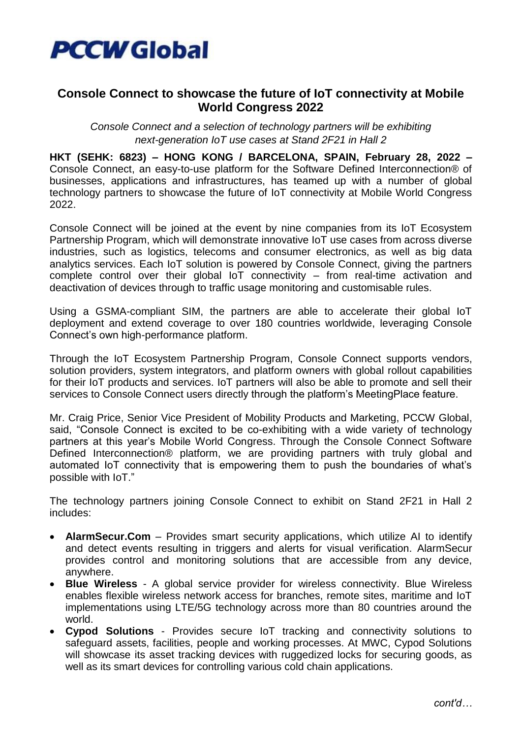**PCCW Global**

# Console Connect to showcase the future of IoT connectivity at Mobile World Congress 2022

*Console Connect and a selection of technology partners will be exhibiting next-generation IoT use cases at Stand 2F21 in Hall 2*

**HKT (SEHK: 6823) – HONG KONG / BARCELONA, SPAIN, February 28, 2022 –** Console Connect, an easy-to-use platform for the Software Defined Interconnection® of businesses, applications and infrastructures, has teamed up with a number of global technology partners to showcase the future of IoT connectivity at Mobile World Congress 2022.

Console Connect will be joined at the event by nine companies from its IoT Ecosystem Partnership Program, which will demonstrate innovative IoT use cases from across diverse industries, such as logistics, telecoms and consumer electronics, as well as big data analytics services. Each IoT solution is powered by Console Connect, giving the partners complete control over their global IoT connectivity – from real-time activation and deactivation of devices through to traffic usage monitoring and customisable rules.

Using a GSMA-compliant SIM, the partners are able to accelerate their global IoT deployment and extend coverage to over 180 countries worldwide, leveraging Console Connect's own high-performance platform.

Through the IoT Ecosystem Partnership Program, Console Connect supports vendors, solution providers, system integrators, and platform owners with global rollout capabilities for their IoT products and services. IoT partners will also be able to promote and sell their services to Console Connect users directly through the platform's MeetingPlace feature.

Mr. Craig Price, Senior Vice President of Mobility Products and Marketing, PCCW Global, said, "Console Connect is excited to be co-exhibiting with a wide variety of technology partners at this year's Mobile World Congress. Through the Console Connect Software Defined Interconnection® platform, we are providing partners with truly global and automated IoT connectivity that is empowering them to push the boundaries of what's possible with IoT."

The technology partners joining Console Connect to exhibit on Stand 2F21 in Hall 2 includes:

- **AlarmSecur.Com** – Provides smart security applications, which utilize AI to identify and detect events resulting in triggers and alerts for visual verification. AlarmSecur provides control and monitoring solutions that are accessible from any device, anywhere.
- **Blue Wireless** - A global service provider for wireless connectivity. Blue Wireless enables flexible wireless network access for branches, remote sites, maritime and IoT implementations using LTE/5G technology across more than 80 countries around the world.
- **Cypod Solutions** - Provides secure IoT tracking and connectivity solutions to safeguard assets, facilities, people and working processes. At MWC, Cypod Solutions will showcase its asset tracking devices with ruggedized locks for securing goods, as well as its smart devices for controlling various cold chain applications.

*cont'd…*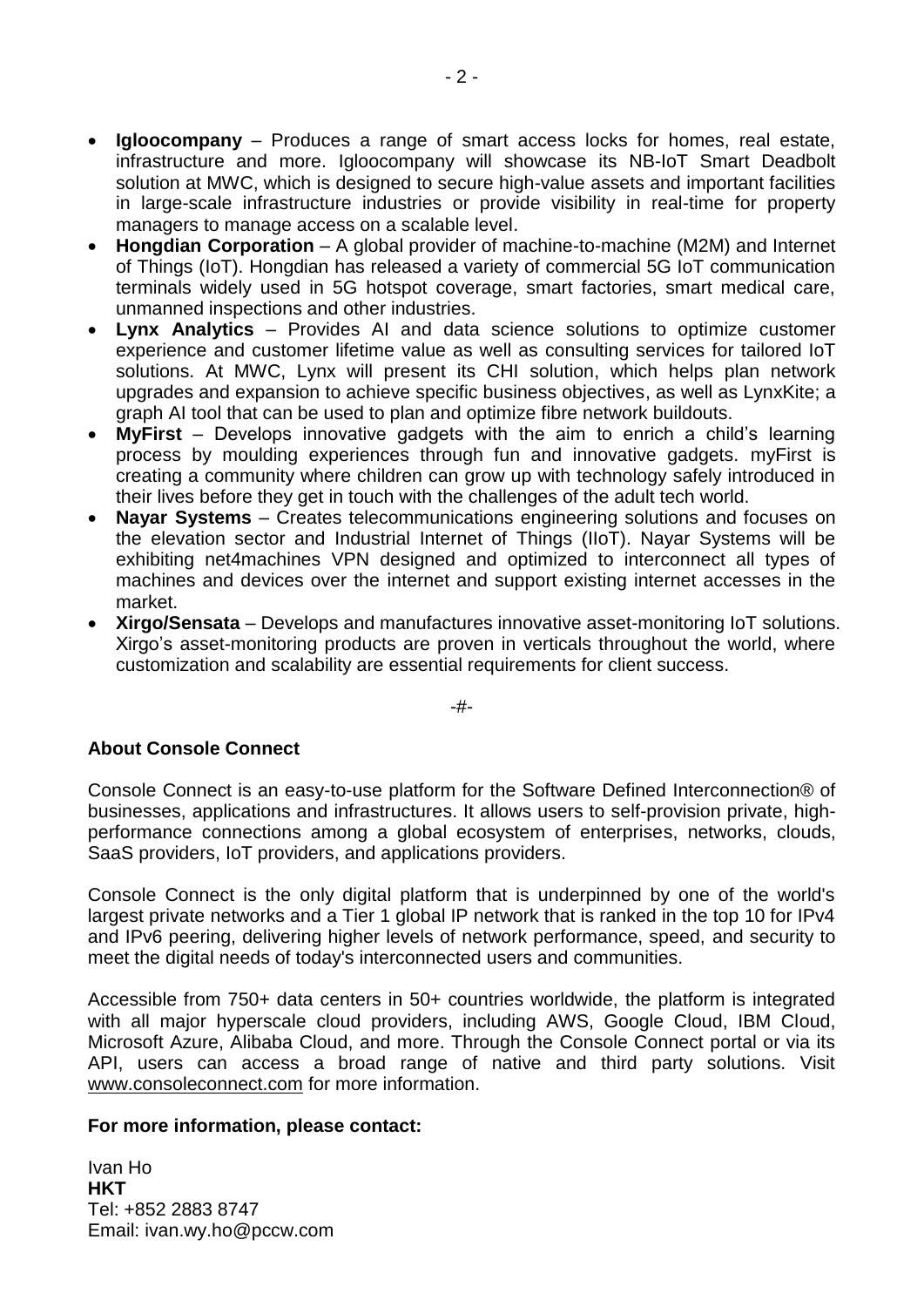- **Igloocompany** – Produces a range of smart access locks for homes, real estate, infrastructure and more. Igloocompany will showcase its NB-IoT Smart Deadbolt solution at MWC, which is designed to secure high-value assets and important facilities in large-scale infrastructure industries or provide visibility in real-time for property managers to manage access on a scalable level.
- **Hongdian Corporation** – A global provider of machine-to-machine (M2M) and Internet of Things (IoT). Hongdian has released a variety of commercial 5G IoT communication terminals widely used in 5G hotspot coverage, smart factories, smart medical care, unmanned inspections and other industries.
- **Lynx Analytics** – Provides AI and data science solutions to optimize customer experience and customer lifetime value as well as consulting services for tailored IoT solutions. At MWC, Lynx will present its CHI solution, which helps plan network upgrades and expansion to achieve specific business objectives, as well as LynxKite; a graph AI tool that can be used to plan and optimize fibre network buildouts.
- **MyFirst** – Develops innovative gadgets with the aim to enrich a child's learning process by moulding experiences through fun and innovative gadgets. myFirst is creating a community where children can grow up with technology safely introduced in their lives before they get in touch with the challenges of the adult tech world.
- **Nayar Systems** – Creates telecommunications engineering solutions and focuses on the elevation sector and Industrial Internet of Things (IIoT). Nayar Systems will be exhibiting net4machines VPN designed and optimized to interconnect all types of machines and devices over the internet and support existing internet accesses in the market.
- **Xirgo/Sensata** – Develops and manufactures innovative asset-monitoring IoT solutions. Xirgo's asset-monitoring products are proven in verticals throughout the world, where customization and scalability are essential requirements for client success.

-#-

**About Console Connect**

Console Connect is an easy-to-use platform for the Software Defined Interconnection® of businesses, applications and infrastructures. It allows users to self-provision private, high-performance connections among a global ecosystem of enterprises, networks, clouds, SaaS providers, IoT providers, and applications providers.

Console Connect is the only digital platform that is underpinned by one of the world's largest private networks and a Tier 1 global IP network that is ranked in the top 10 for IPv4 and IPv6 peering, delivering higher levels of network performance, speed, and security to meet the digital needs of today's interconnected users and communities.

Accessible from 750+ data centers in 50+ countries worldwide, the platform is integrated with all major hyperscale cloud providers, including AWS, Google Cloud, IBM Cloud, Microsoft Azure, Alibaba Cloud, and more. Through the Console Connect portal or via its API, users can access a broad range of native and third party solutions. Visit www.consoleconnect.com for more information.

**For more information, please contact:**

Ivan Ho
**HKT**
Tel: +852 2883 8747
Email: ivan.wy.ho@pccw.com